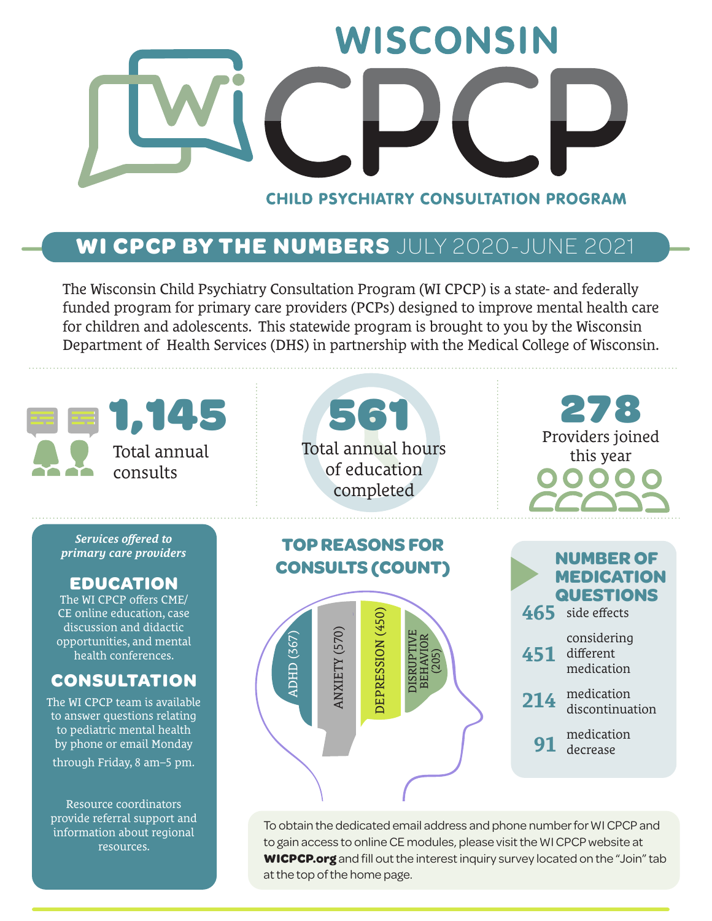# WISCONSIN CPCP

**CHILD PSYCHIATRY CONSULTATION PROGRAM**

## WI CPCP BY THE NUMBERS JULY 2020-JUNE 2021

The Wisconsin Child Psychiatry Consultation Program (WI CPCP) is a state- and federally funded program for primary care providers (PCPs) designed to improve mental health care for children and adolescents. This statewide program is brought to you by the Wisconsin Department of Health Services (DHS) in partnership with the Medical College of Wisconsin.

**1,145**
Total annual consults

**561**
Total annual hours of education completed

**278**
Providers joined this year

*Services offered to primary care providers*

### EDUCATION

The WI CPCP offers CME/CE online education, case discussion and didactic opportunities, and mental health conferences.

### CONSULTATION

The WI CPCP team is available to answer questions relating to pediatric mental health by phone or email Monday through Friday, 8 am–5 pm.

Resource coordinators provide referral support and information about regional resources.

### TOP REASONS FOR CONSULTS (COUNT)

- ADHD (367)
- ANXIETY (570)
- DEPRESSION (450)
- DISRUPTIVE BEHAVIOR (205)

### NUMBER OF MEDICATION QUESTIONS

- **465** side effects
- **451** considering different medication
- **214** medication discontinuation
- **91** medication decrease

To obtain the dedicated email address and phone number for WI CPCP and to gain access to online CE modules, please visit the WI CPCP website at **WICPCP.org** and fill out the interest inquiry survey located on the "Join" tab at the top of the home page.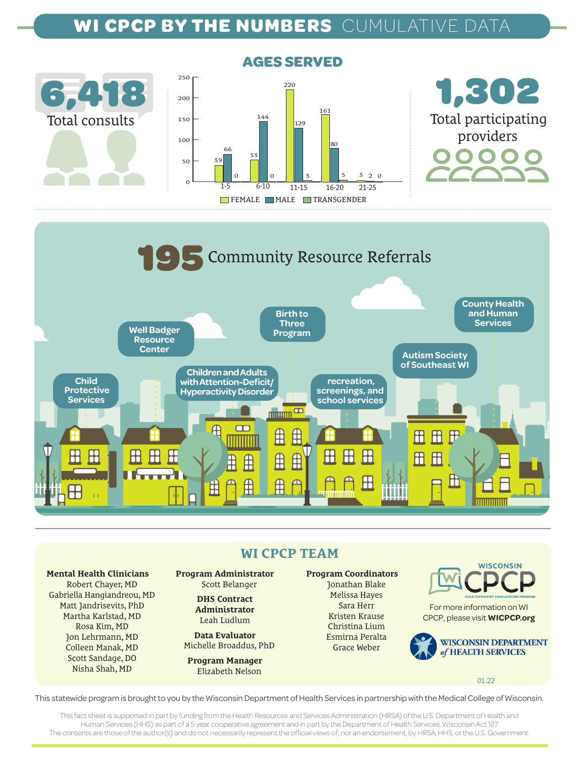# WI CPCP BY THE NUMBERS CUMULATIVE DATA

**6,418**
Total consults

## AGES SERVED

250
200
150
100
50
0

1-5: 39, 66, 0
6-10: 53, 144, 0
11-15: 220, 129, 3
16-20: 161, 80, 5
21-25: 3, 2, 0

FEMALE MALE TRANSGENDER

**1,302**
Total participating providers

## 195 Community Resource Referrals

- Child Protective Services
- Well Badger Resource Center
- Children and Adults with Attention-Deficit/Hyperactivity Disorder
- Birth to Three Program
- recreation, screenings, and school services
- Autism Society of Southeast WI
- County Health and Human Services

## WI CPCP TEAM

**Mental Health Clinicians**
Robert Chayer, MD
Gabriella Hangiandreou, MD
Matt Jandrisevits, PhD
Martha Karlstad, MD
Rosa Kim, MD
Jon Lehrmann, MD
Colleen Manak, MD
Scott Sandage, DO
Nisha Shah, MD

**Program Administrator**
Scott Belanger

**DHS Contract Administrator**
Leah Ludlum

**Data Evaluator**
Michelle Broaddus, PhD

**Program Manager**
Elizabeth Nelson

**Program Coordinators**
Jonathan Blake
Melissa Hayes
Sara Herr
Kristen Krause
Christina Lium
Esmirna Peralta
Grace Weber

WISCONSIN CPCP
CHILD PSYCHIATRY CONSULTATION PROGRAM

For more information on WI CPCP, please visit **WICPCP.org**

WISCONSIN DEPARTMENT of HEALTH SERVICES

01.22

This statewide program is brought to you by the Wisconsin Department of Health Services in partnership with the Medical College of Wisconsin.

This fact sheet is supported in part by funding from the Health Resources and Services Administration (HRSA) of the U.S. Department of Health and Human Services (HHS) as part of a 5 year cooperative agreement and in part by the Department of Health Services, Wisconsin Act 127. The contents are those of the author(s) and do not necessarily represent the official views of, nor an endorsement, by HRSA, HHS, or the U.S. Government.